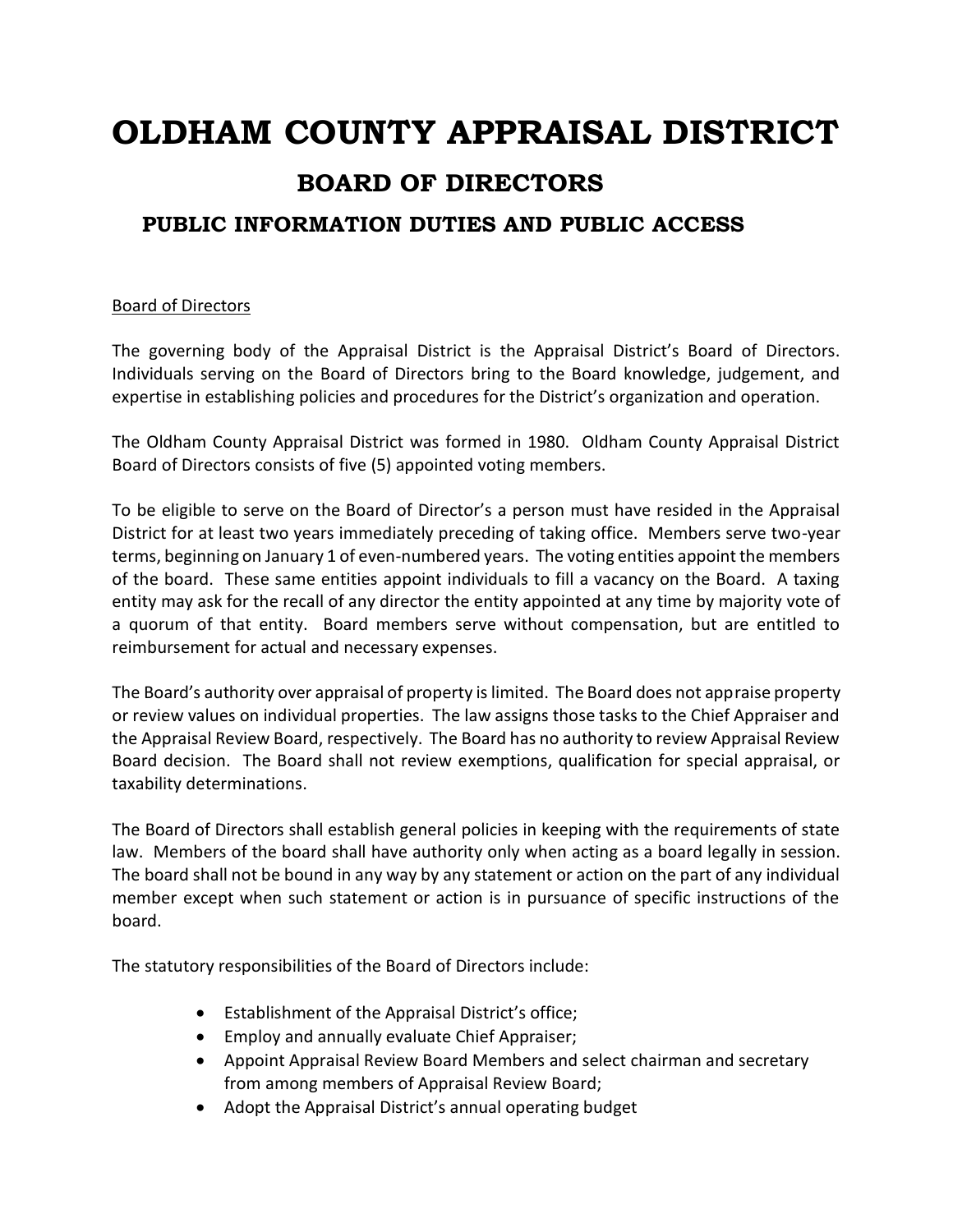# OLDHAM COUNTY APPRAISAL DISTRICT

## BOARD OF DIRECTORS

### PUBLIC INFORMATION DUTIES AND PUBLIC ACCESS

Board of Directors

The governing body of the Appraisal District is the Appraisal District's Board of Directors. Individuals serving on the Board of Directors bring to the Board knowledge, judgement, and expertise in establishing policies and procedures for the District's organization and operation.

The Oldham County Appraisal District was formed in 1980. Oldham County Appraisal District Board of Directors consists of five (5) appointed voting members.

To be eligible to serve on the Board of Director's a person must have resided in the Appraisal District for at least two years immediately preceding of taking office. Members serve two-year terms, beginning on January 1 of even-numbered years. The voting entities appoint the members of the board. These same entities appoint individuals to fill a vacancy on the Board. A taxing entity may ask for the recall of any director the entity appointed at any time by majority vote of a quorum of that entity. Board members serve without compensation, but are entitled to reimbursement for actual and necessary expenses.

The Board's authority over appraisal of property is limited. The Board does not appraise property or review values on individual properties. The law assigns those tasks to the Chief Appraiser and the Appraisal Review Board, respectively. The Board has no authority to review Appraisal Review Board decision. The Board shall not review exemptions, qualification for special appraisal, or taxability determinations.

The Board of Directors shall establish general policies in keeping with the requirements of state law. Members of the board shall have authority only when acting as a board legally in session. The board shall not be bound in any way by any statement or action on the part of any individual member except when such statement or action is in pursuance of specific instructions of the board.

The statutory responsibilities of the Board of Directors include:

- Establishment of the Appraisal District's office;
- Employ and annually evaluate Chief Appraiser;
- Appoint Appraisal Review Board Members and select chairman and secretary from among members of Appraisal Review Board;
- Adopt the Appraisal District's annual operating budget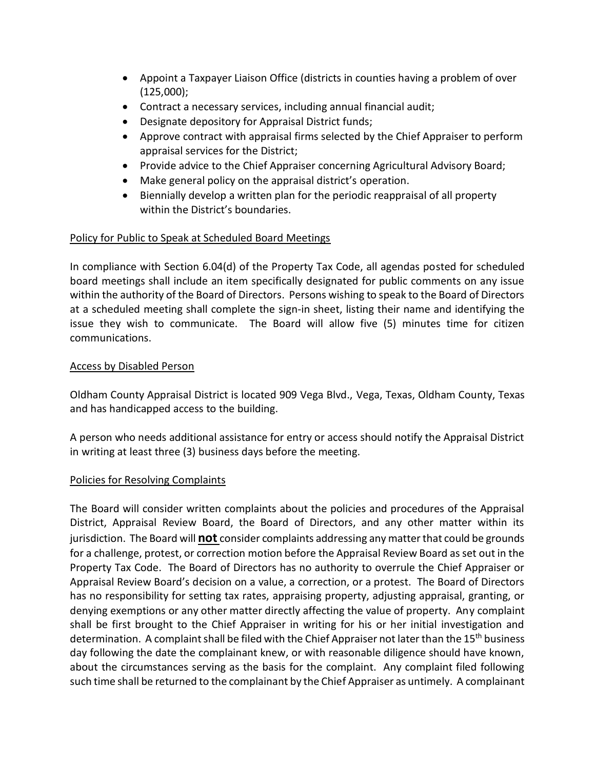- Appoint a Taxpayer Liaison Office (districts in counties having a problem of over (125,000);
- Contract a necessary services, including annual financial audit;
- Designate depository for Appraisal District funds;
- Approve contract with appraisal firms selected by the Chief Appraiser to perform appraisal services for the District;
- Provide advice to the Chief Appraiser concerning Agricultural Advisory Board;
- Make general policy on the appraisal district's operation.
- Biennially develop a written plan for the periodic reappraisal of all property within the District's boundaries.

<u>Policy for Public to Speak at Scheduled Board Meetings</u>

In compliance with Section 6.04(d) of the Property Tax Code, all agendas posted for scheduled board meetings shall include an item specifically designated for public comments on any issue within the authority of the Board of Directors. Persons wishing to speak to the Board of Directors at a scheduled meeting shall complete the sign-in sheet, listing their name and identifying the issue they wish to communicate. The Board will allow five (5) minutes time for citizen communications.

<u>Access by Disabled Person</u>

Oldham County Appraisal District is located 909 Vega Blvd., Vega, Texas, Oldham County, Texas and has handicapped access to the building.

A person who needs additional assistance for entry or access should notify the Appraisal District in writing at least three (3) business days before the meeting.

<u>Policies for Resolving Complaints</u>

The Board will consider written complaints about the policies and procedures of the Appraisal District, Appraisal Review Board, the Board of Directors, and any other matter within its jurisdiction. The Board will **<u>not</u>** consider complaints addressing any matter that could be grounds for a challenge, protest, or correction motion before the Appraisal Review Board as set out in the Property Tax Code. The Board of Directors has no authority to overrule the Chief Appraiser or Appraisal Review Board's decision on a value, a correction, or a protest. The Board of Directors has no responsibility for setting tax rates, appraising property, adjusting appraisal, granting, or denying exemptions or any other matter directly affecting the value of property. Any complaint shall be first brought to the Chief Appraiser in writing for his or her initial investigation and determination. A complaint shall be filed with the Chief Appraiser not later than the 15th business day following the date the complainant knew, or with reasonable diligence should have known, about the circumstances serving as the basis for the complaint. Any complaint filed following such time shall be returned to the complainant by the Chief Appraiser as untimely. A complainant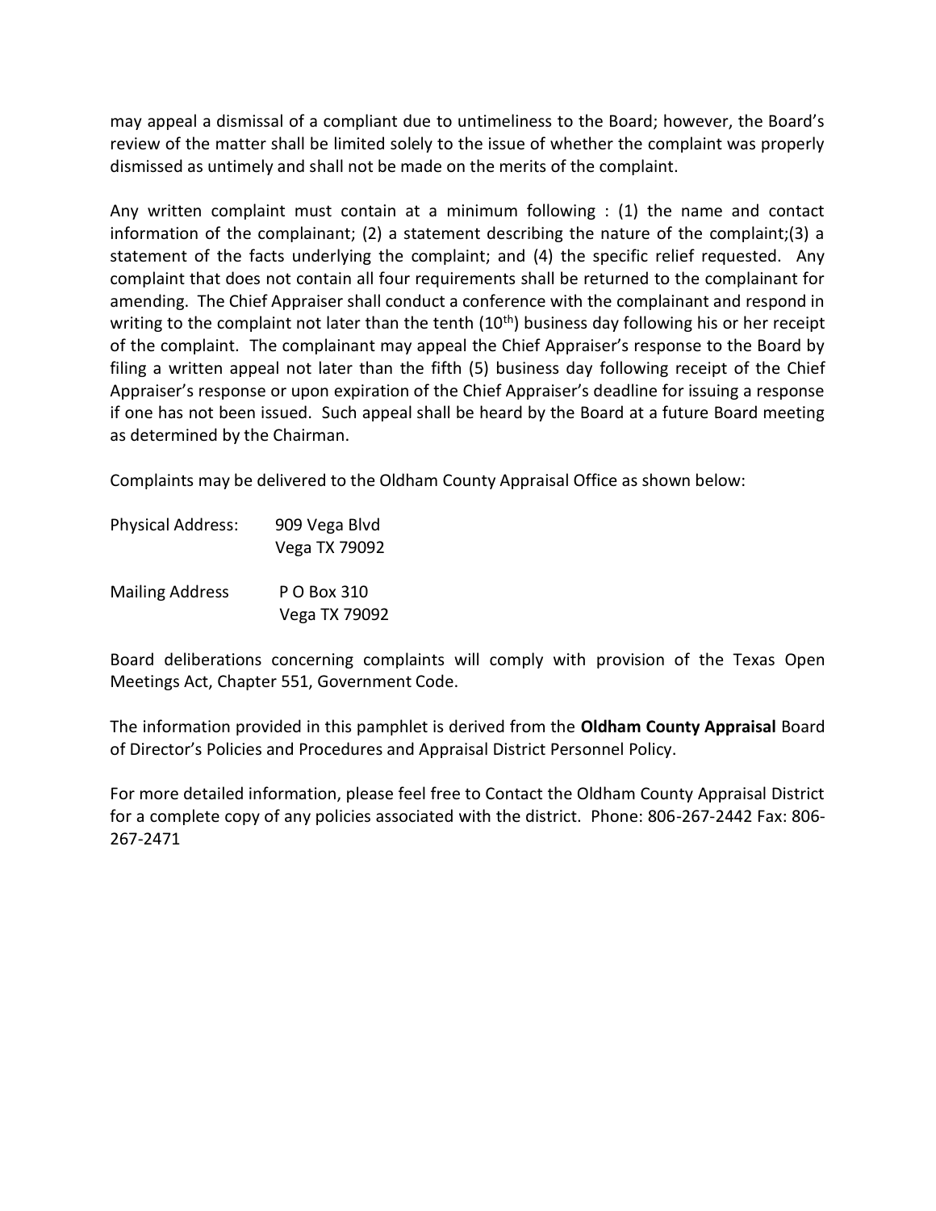may appeal a dismissal of a compliant due to untimeliness to the Board; however, the Board's review of the matter shall be limited solely to the issue of whether the complaint was properly dismissed as untimely and shall not be made on the merits of the complaint.

Any written complaint must contain at a minimum following : (1) the name and contact information of the complainant; (2) a statement describing the nature of the complaint;(3) a statement of the facts underlying the complaint; and (4) the specific relief requested. Any complaint that does not contain all four requirements shall be returned to the complainant for amending. The Chief Appraiser shall conduct a conference with the complainant and respond in writing to the complaint not later than the tenth (10th) business day following his or her receipt of the complaint. The complainant may appeal the Chief Appraiser's response to the Board by filing a written appeal not later than the fifth (5) business day following receipt of the Chief Appraiser's response or upon expiration of the Chief Appraiser's deadline for issuing a response if one has not been issued. Such appeal shall be heard by the Board at a future Board meeting as determined by the Chairman.

Complaints may be delivered to the Oldham County Appraisal Office as shown below:

Physical Address: 909 Vega Blvd
Vega TX 79092

Mailing Address P O Box 310
Vega TX 79092

Board deliberations concerning complaints will comply with provision of the Texas Open Meetings Act, Chapter 551, Government Code.

The information provided in this pamphlet is derived from the **Oldham County Appraisal** Board of Director's Policies and Procedures and Appraisal District Personnel Policy.

For more detailed information, please feel free to Contact the Oldham County Appraisal District for a complete copy of any policies associated with the district. Phone: 806-267-2442 Fax: 806-267-2471